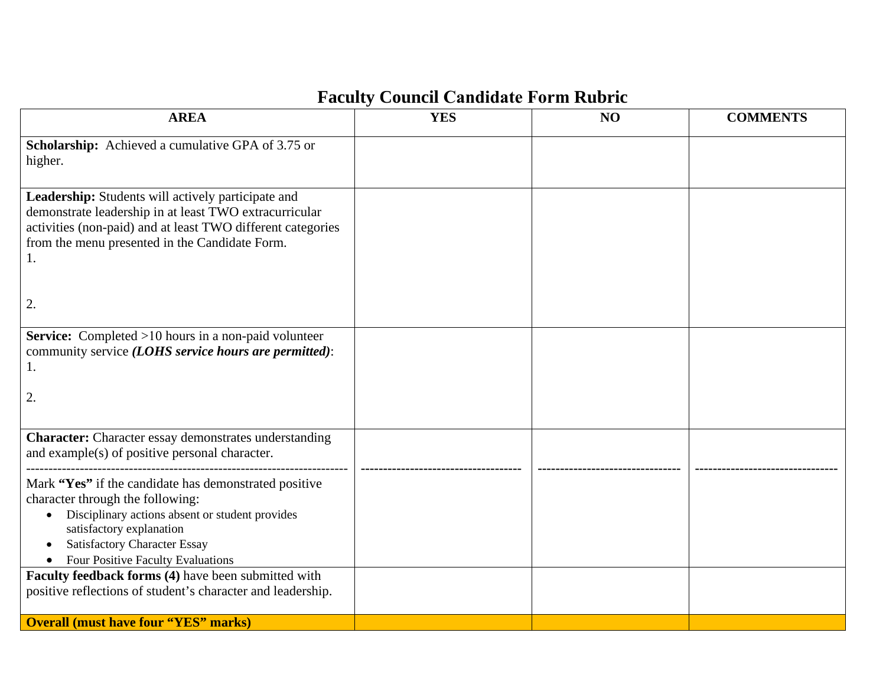# Faculty Council Candidate Form Rubric

| AREA | YES | NO | COMMENTS |
|---|---|---|---|
| **Scholarship:** Achieved a cumulative GPA of 3.75 or higher. | | | |
| **Leadership:** Students will actively participate and demonstrate leadership in at least TWO extracurricular activities (non-paid) and at least TWO different categories from the menu presented in the Candidate Form.<br>1.<br><br>2. | | | |
| **Service:** Completed >10 hours in a non-paid volunteer community service ***(LOHS service hours are permitted)***:<br>1.<br><br>2. | | | |
| **Character:** Character essay demonstrates understanding and example(s) of positive personal character.<br>------------------------------------------------------------------------<br>Mark **"Yes"** if the candidate has demonstrated positive character through the following:<br>• Disciplinary actions absent or student provides satisfactory explanation<br>• Satisfactory Character Essay<br>• Four Positive Faculty Evaluations | ----------------------------------- | ------------------------------- | ------------------------------- |
| **Faculty feedback forms (4)** have been submitted with positive reflections of student's character and leadership. | | | |
| **Overall (must have four "YES" marks)** | | | |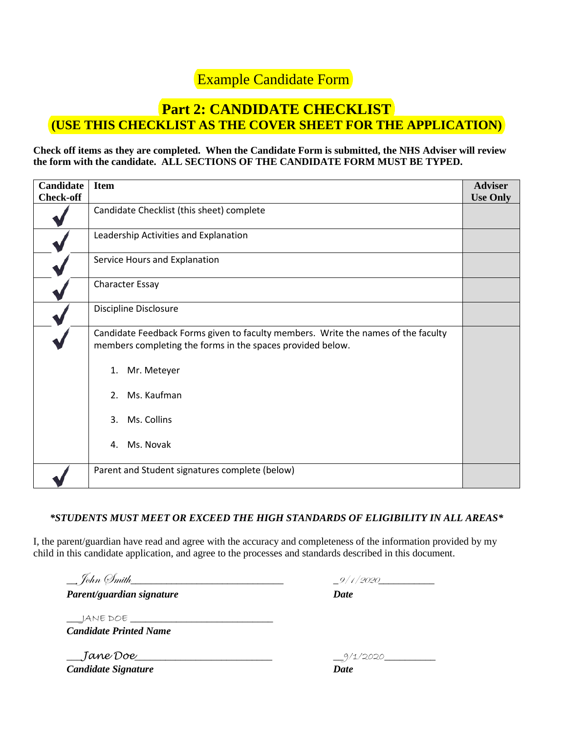# Example Candidate Form

## Part 2: CANDIDATE CHECKLIST
## (USE THIS CHECKLIST AS THE COVER SHEET FOR THE APPLICATION)

**Check off items as they are completed. When the Candidate Form is submitted, the NHS Adviser will review the form with the candidate. ALL SECTIONS OF THE CANDIDATE FORM MUST BE TYPED.**

| Candidate Check-off | Item | Adviser Use Only |
|---|---|---|
| ✓ | Candidate Checklist (this sheet) complete | |
| ✓ | Leadership Activities and Explanation | |
| ✓ | Service Hours and Explanation | |
| ✓ | Character Essay | |
| ✓ | Discipline Disclosure | |
| ✓ | Candidate Feedback Forms given to faculty members. Write the names of the faculty members completing the forms in the spaces provided below.<br><br>1. Mr. Meteyer<br>2. Ms. Kaufman<br>3. Ms. Collins<br>4. Ms. Novak | |
| ✓ | Parent and Student signatures complete (below) | |

***STUDENTS MUST MEET OR EXCEED THE HIGH STANDARDS OF ELIGIBILITY IN ALL AREAS***

I, the parent/guardian have read and agree with the accuracy and completeness of the information provided by my child in this candidate application, and agree to the processes and standards described in this document.

__John Smith________________________________ _9/1/2020___________
***Parent/guardian signature*** ***Date***

___JANE DOE _____________________________
***Candidate Printed Name***

___Jane Doe__________________________ __9/1/2020__________
***Candidate Signature*** ***Date***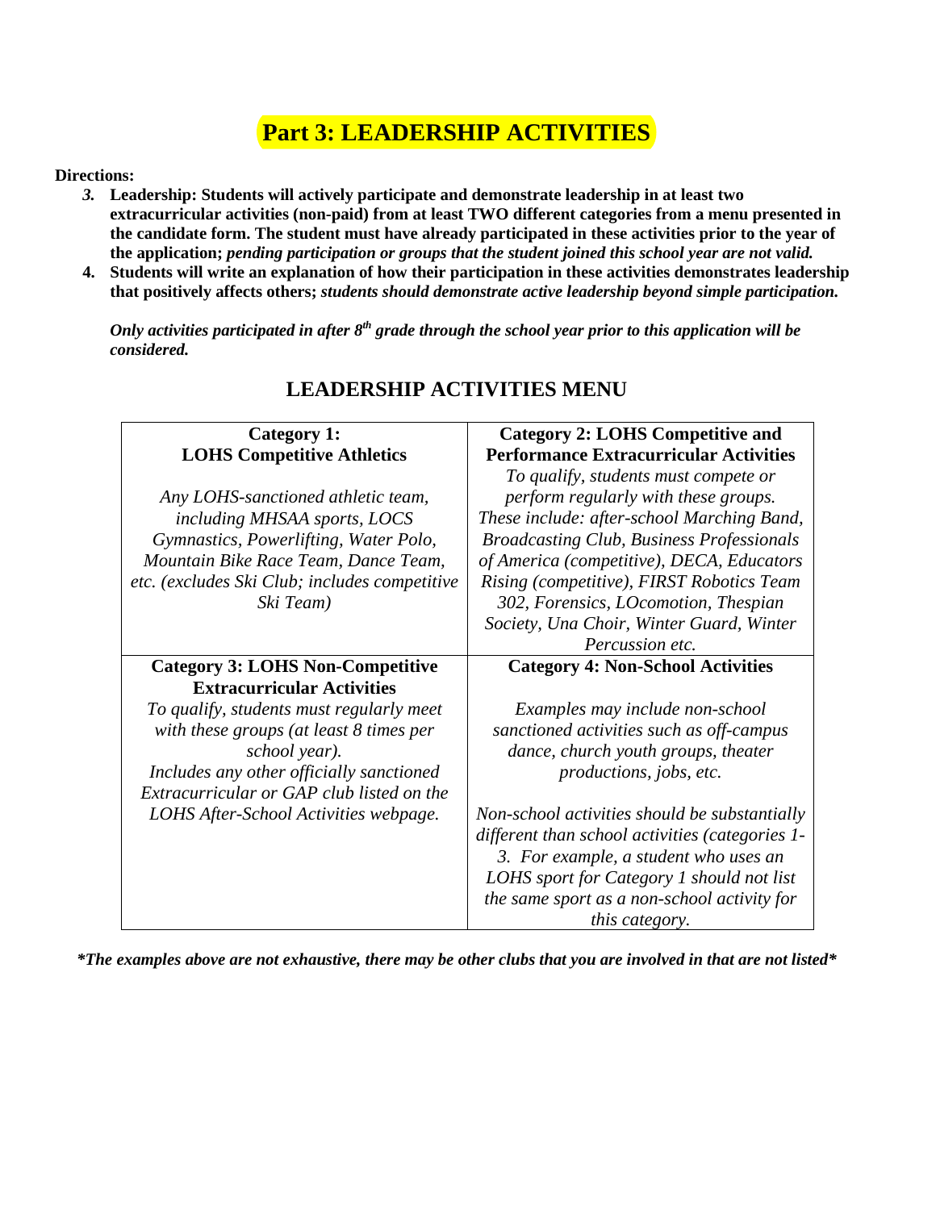# Part 3: LEADERSHIP ACTIVITIES

**Directions:**

3. **Leadership: Students will actively participate and demonstrate leadership in at least two extracurricular activities (non-paid) from at least TWO different categories from a menu presented in the candidate form. The student must have already participated in these activities prior to the year of the application;** ***pending participation or groups that the student joined this school year are not valid.***
4. **Students will write an explanation of how their participation in these activities demonstrates leadership that positively affects others;** ***students should demonstrate active leadership beyond simple participation.***

   ***Only activities participated in after 8th grade through the school year prior to this application will be considered.***

## LEADERSHIP ACTIVITIES MENU

| **Category 1: LOHS Competitive Athletics** | **Category 2: LOHS Competitive and Performance Extracurricular Activities** |
|---|---|
| *Any LOHS-sanctioned athletic team, including MHSAA sports, LOCS Gymnastics, Powerlifting, Water Polo, Mountain Bike Race Team, Dance Team, etc. (excludes Ski Club; includes competitive Ski Team)* | *To qualify, students must compete or perform regularly with these groups. These include: after-school Marching Band, Broadcasting Club, Business Professionals of America (competitive), DECA, Educators Rising (competitive), FIRST Robotics Team 302, Forensics, LOcomotion, Thespian Society, Una Choir, Winter Guard, Winter Percussion etc.* |
| **Category 3: LOHS Non-Competitive Extracurricular Activities** | **Category 4: Non-School Activities** |
| *To qualify, students must regularly meet with these groups (at least 8 times per school year). Includes any other officially sanctioned Extracurricular or GAP club listed on the LOHS After-School Activities webpage.* | *Examples may include non-school sanctioned activities such as off-campus dance, church youth groups, theater productions, jobs, etc.* <br><br> *Non-school activities should be substantially different than school activities (categories 1-3. For example, a student who uses an LOHS sport for Category 1 should not list the same sport as a non-school activity for this category.* |

***The examples above are not exhaustive, there may be other clubs that you are involved in that are not listed***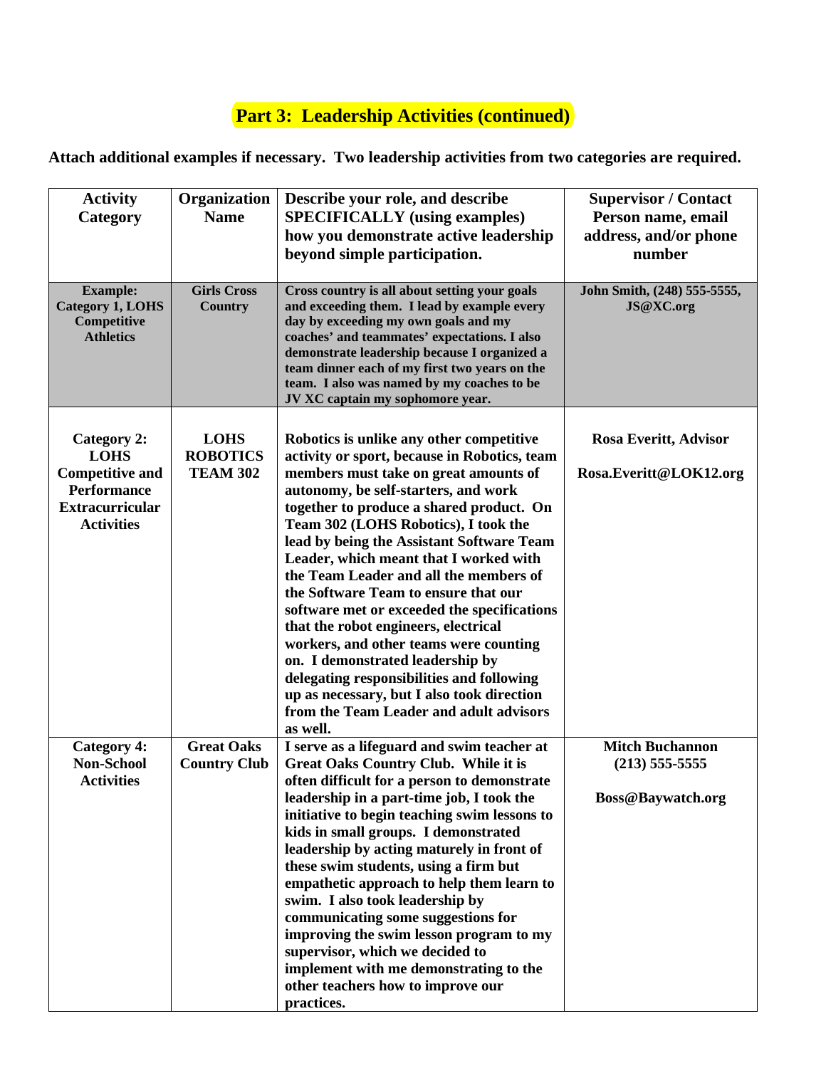## Part 3: Leadership Activities (continued)

**Attach additional examples if necessary. Two leadership activities from two categories are required.**

| Activity Category | Organization Name | Describe your role, and describe SPECIFICALLY (using examples) how you demonstrate active leadership beyond simple participation. | Supervisor / Contact Person name, email address, and/or phone number |
|---|---|---|---|
| **Example: Category 1, LOHS Competitive Athletics** | **Girls Cross Country** | **Cross country is all about setting your goals and exceeding them. I lead by example every day by exceeding my own goals and my coaches' and teammates' expectations. I also demonstrate leadership because I organized a team dinner each of my first two years on the team. I also was named by my coaches to be JV XC captain my sophomore year.** | **John Smith, (248) 555-5555, JS@XC.org** |
| **Category 2: LOHS Competitive and Performance Extracurricular Activities** | **LOHS ROBOTICS TEAM 302** | **Robotics is unlike any other competitive activity or sport, because in Robotics, team members must take on great amounts of autonomy, be self-starters, and work together to produce a shared product. On Team 302 (LOHS Robotics), I took the lead by being the Assistant Software Team Leader, which meant that I worked with the Team Leader and all the members of the Software Team to ensure that our software met or exceeded the specifications that the robot engineers, electrical workers, and other teams were counting on. I demonstrated leadership by delegating responsibilities and following up as necessary, but I also took direction from the Team Leader and adult advisors as well.** | **Rosa Everitt, Advisor Rosa.Everitt@LOK12.org** |
| **Category 4: Non-School Activities** | **Great Oaks Country Club** | **I serve as a lifeguard and swim teacher at Great Oaks Country Club. While it is often difficult for a person to demonstrate leadership in a part-time job, I took the initiative to begin teaching swim lessons to kids in small groups. I demonstrated leadership by acting maturely in front of these swim students, using a firm but empathetic approach to help them learn to swim. I also took leadership by communicating some suggestions for improving the swim lesson program to my supervisor, which we decided to implement with me demonstrating to the other teachers how to improve our practices.** | **Mitch Buchannon (213) 555-5555 Boss@Baywatch.org** |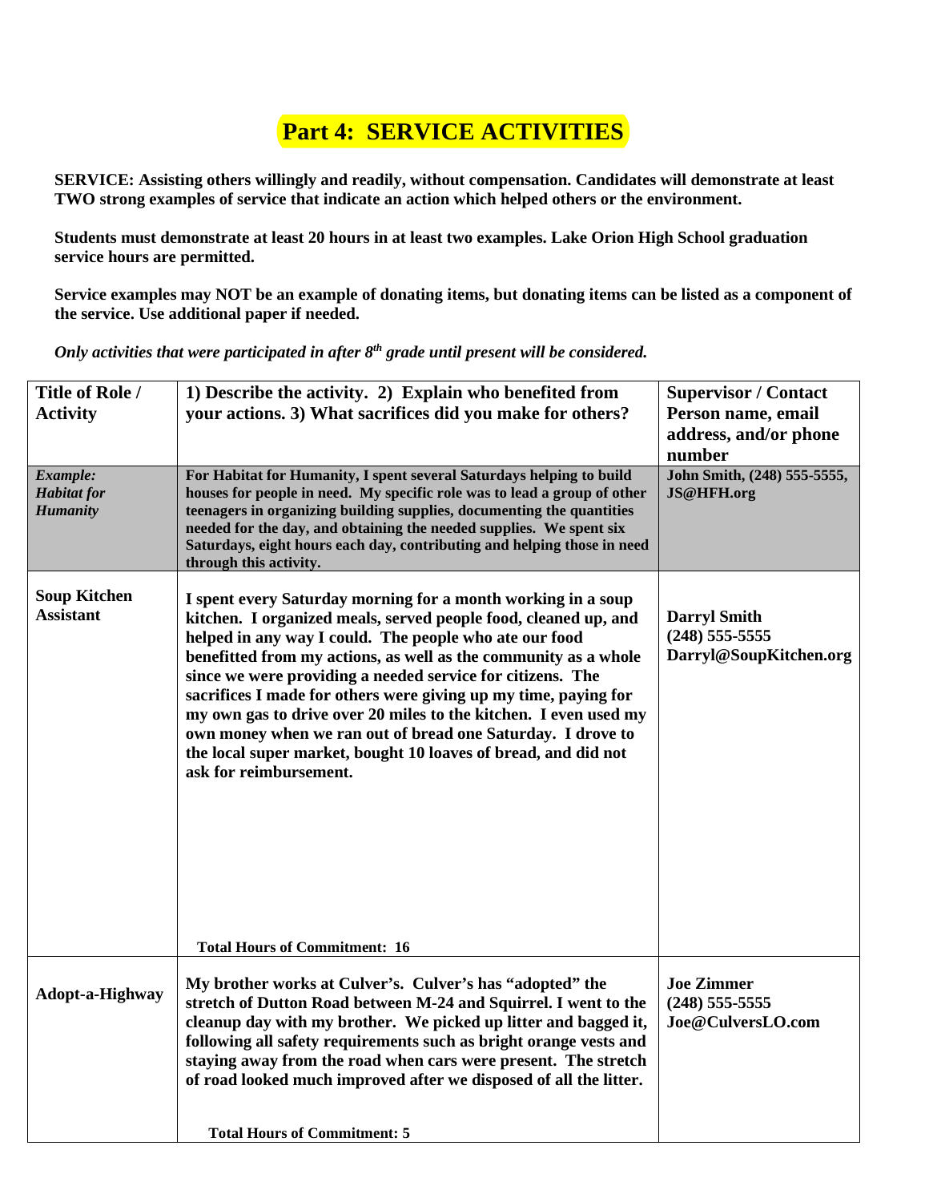# Part 4: SERVICE ACTIVITIES

**SERVICE: Assisting others willingly and readily, without compensation. Candidates will demonstrate at least TWO strong examples of service that indicate an action which helped others or the environment.**

**Students must demonstrate at least 20 hours in at least two examples. Lake Orion High School graduation service hours are permitted.**

**Service examples may NOT be an example of donating items, but donating items can be listed as a component of the service. Use additional paper if needed.**

***Only activities that were participated in after 8th grade until present will be considered.***

| Title of Role / Activity | 1) Describe the activity. 2) Explain who benefited from your actions. 3) What sacrifices did you make for others? | Supervisor / Contact Person name, email address, and/or phone number |
|---|---|---|
| ***Example: Habitat for Humanity*** | **For Habitat for Humanity, I spent several Saturdays helping to build houses for people in need. My specific role was to lead a group of other teenagers in organizing building supplies, documenting the quantities needed for the day, and obtaining the needed supplies. We spent six Saturdays, eight hours each day, contributing and helping those in need through this activity.** | **John Smith, (248) 555-5555, JS@HFH.org** |
| **Soup Kitchen Assistant** | **I spent every Saturday morning for a month working in a soup kitchen. I organized meals, served people food, cleaned up, and helped in any way I could. The people who ate our food benefitted from my actions, as well as the community as a whole since we were providing a needed service for citizens. The sacrifices I made for others were giving up my time, paying for my own gas to drive over 20 miles to the kitchen. I even used my own money when we ran out of bread one Saturday. I drove to the local super market, bought 10 loaves of bread, and did not ask for reimbursement.**<br><br>**Total Hours of Commitment: 16** | **Darryl Smith (248) 555-5555 Darryl@SoupKitchen.org** |
| **Adopt-a-Highway** | **My brother works at Culver's. Culver's has "adopted" the stretch of Dutton Road between M-24 and Squirrel. I went to the cleanup day with my brother. We picked up litter and bagged it, following all safety requirements such as bright orange vests and staying away from the road when cars were present. The stretch of road looked much improved after we disposed of all the litter.**<br><br>**Total Hours of Commitment: 5** | **Joe Zimmer (248) 555-5555 Joe@CulversLO.com** |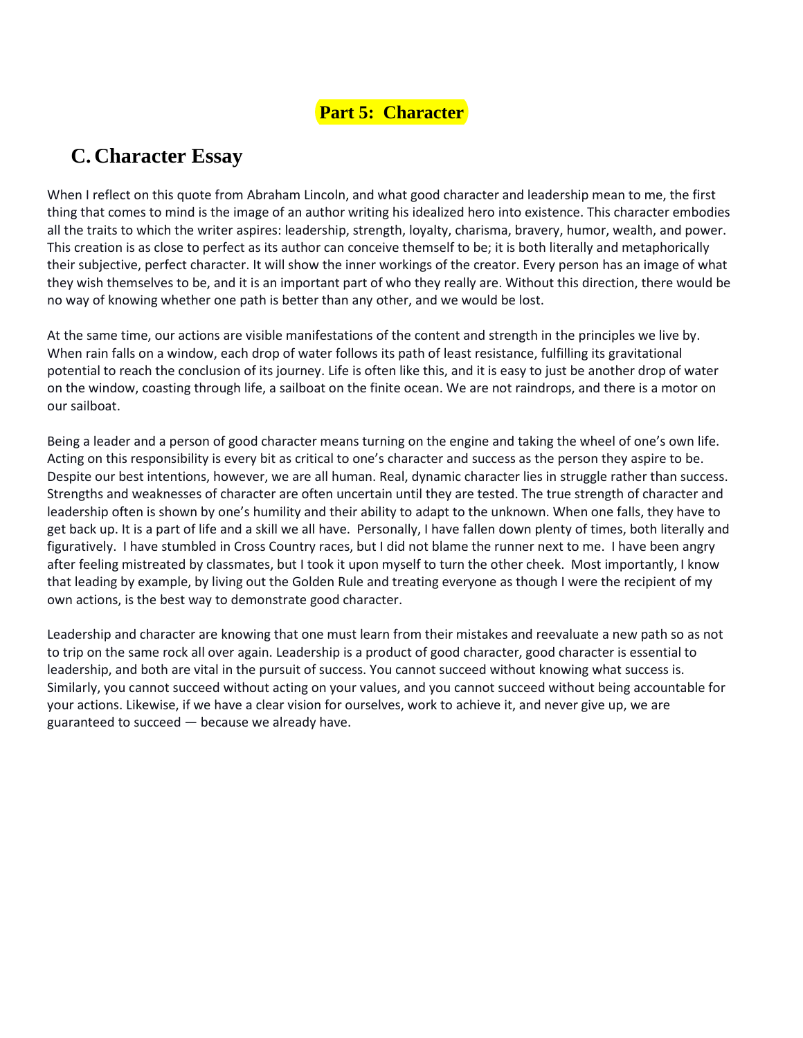# Part 5: Character

## C. Character Essay

When I reflect on this quote from Abraham Lincoln, and what good character and leadership mean to me, the first thing that comes to mind is the image of an author writing his idealized hero into existence. This character embodies all the traits to which the writer aspires: leadership, strength, loyalty, charisma, bravery, humor, wealth, and power. This creation is as close to perfect as its author can conceive themself to be; it is both literally and metaphorically their subjective, perfect character. It will show the inner workings of the creator. Every person has an image of what they wish themselves to be, and it is an important part of who they really are. Without this direction, there would be no way of knowing whether one path is better than any other, and we would be lost.

At the same time, our actions are visible manifestations of the content and strength in the principles we live by. When rain falls on a window, each drop of water follows its path of least resistance, fulfilling its gravitational potential to reach the conclusion of its journey. Life is often like this, and it is easy to just be another drop of water on the window, coasting through life, a sailboat on the finite ocean. We are not raindrops, and there is a motor on our sailboat.

Being a leader and a person of good character means turning on the engine and taking the wheel of one's own life. Acting on this responsibility is every bit as critical to one's character and success as the person they aspire to be. Despite our best intentions, however, we are all human. Real, dynamic character lies in struggle rather than success. Strengths and weaknesses of character are often uncertain until they are tested. The true strength of character and leadership often is shown by one's humility and their ability to adapt to the unknown. When one falls, they have to get back up. It is a part of life and a skill we all have. Personally, I have fallen down plenty of times, both literally and figuratively. I have stumbled in Cross Country races, but I did not blame the runner next to me. I have been angry after feeling mistreated by classmates, but I took it upon myself to turn the other cheek. Most importantly, I know that leading by example, by living out the Golden Rule and treating everyone as though I were the recipient of my own actions, is the best way to demonstrate good character.

Leadership and character are knowing that one must learn from their mistakes and reevaluate a new path so as not to trip on the same rock all over again. Leadership is a product of good character, good character is essential to leadership, and both are vital in the pursuit of success. You cannot succeed without knowing what success is. Similarly, you cannot succeed without acting on your values, and you cannot succeed without being accountable for your actions. Likewise, if we have a clear vision for ourselves, work to achieve it, and never give up, we are guaranteed to succeed — because we already have.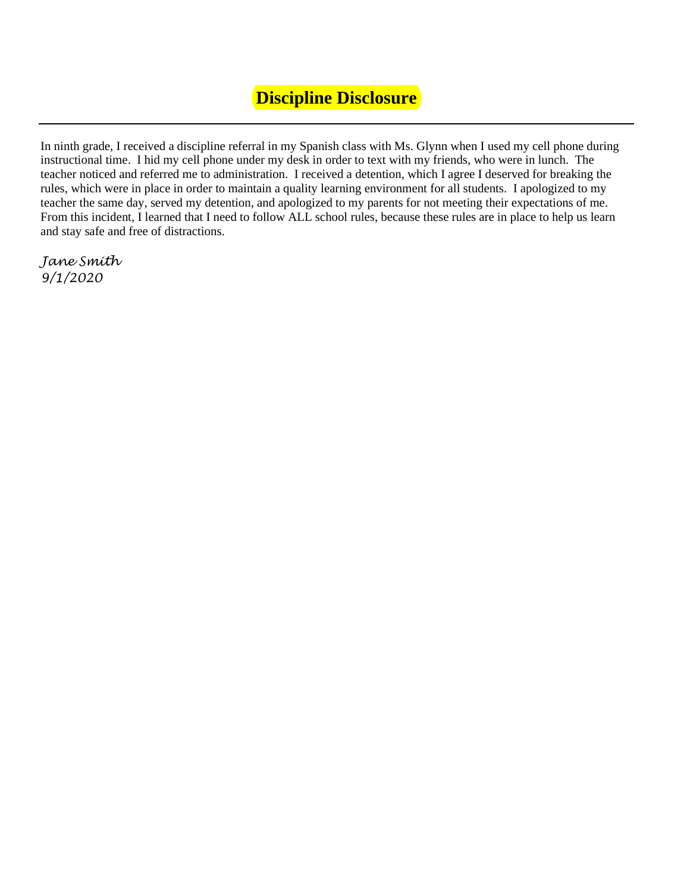# Discipline Disclosure

In ninth grade, I received a discipline referral in my Spanish class with Ms. Glynn when I used my cell phone during instructional time. I hid my cell phone under my desk in order to text with my friends, who were in lunch. The teacher noticed and referred me to administration. I received a detention, which I agree I deserved for breaking the rules, which were in place in order to maintain a quality learning environment for all students. I apologized to my teacher the same day, served my detention, and apologized to my parents for not meeting their expectations of me. From this incident, I learned that I need to follow ALL school rules, because these rules are in place to help us learn and stay safe and free of distractions.

*Jane Smith*
*9/1/2020*